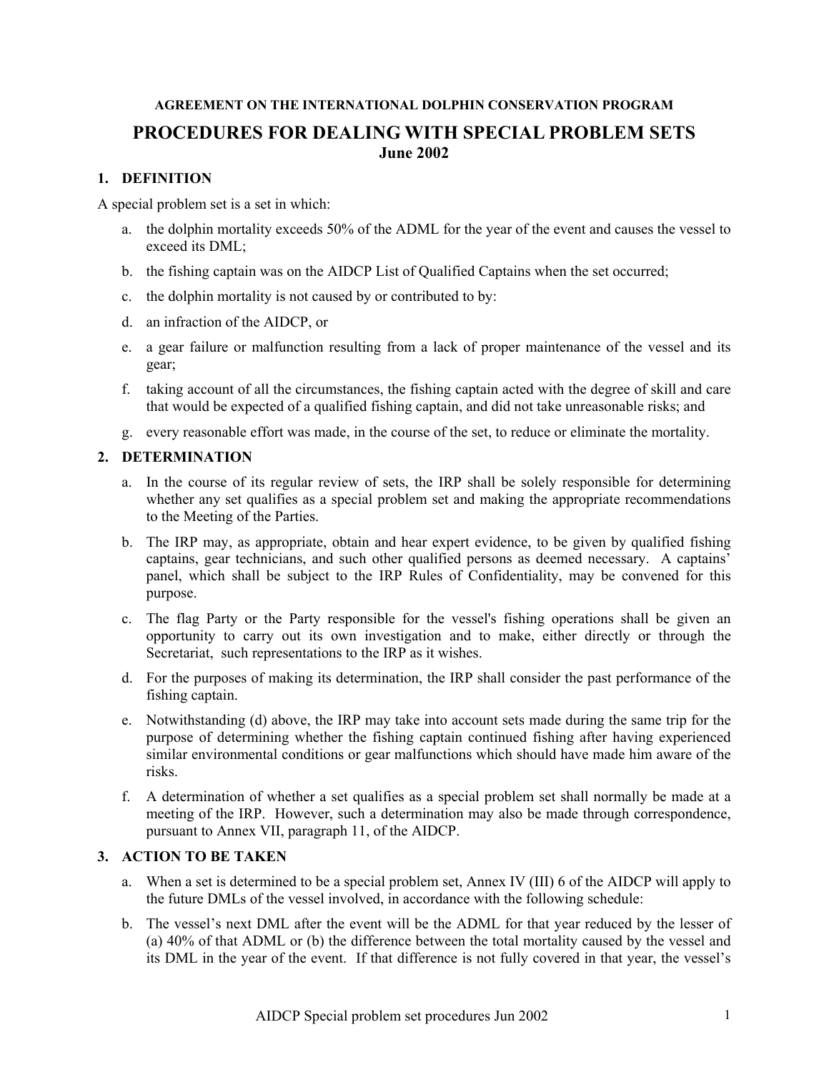**AGREEMENT ON THE INTERNATIONAL DOLPHIN CONSERVATION PROGRAM**

# PROCEDURES FOR DEALING WITH SPECIAL PROBLEM SETS

**June 2002**

## 1. DEFINITION

A special problem set is a set in which:

a. the dolphin mortality exceeds 50% of the ADML for the year of the event and causes the vessel to exceed its DML;

b. the fishing captain was on the AIDCP List of Qualified Captains when the set occurred;

c. the dolphin mortality is not caused by or contributed to by:

d. an infraction of the AIDCP, or

e. a gear failure or malfunction resulting from a lack of proper maintenance of the vessel and its gear;

f. taking account of all the circumstances, the fishing captain acted with the degree of skill and care that would be expected of a qualified fishing captain, and did not take unreasonable risks; and

g. every reasonable effort was made, in the course of the set, to reduce or eliminate the mortality.

## 2. DETERMINATION

a. In the course of its regular review of sets, the IRP shall be solely responsible for determining whether any set qualifies as a special problem set and making the appropriate recommendations to the Meeting of the Parties.

b. The IRP may, as appropriate, obtain and hear expert evidence, to be given by qualified fishing captains, gear technicians, and such other qualified persons as deemed necessary. A captains' panel, which shall be subject to the IRP Rules of Confidentiality, may be convened for this purpose.

c. The flag Party or the Party responsible for the vessel's fishing operations shall be given an opportunity to carry out its own investigation and to make, either directly or through the Secretariat, such representations to the IRP as it wishes.

d. For the purposes of making its determination, the IRP shall consider the past performance of the fishing captain.

e. Notwithstanding (d) above, the IRP may take into account sets made during the same trip for the purpose of determining whether the fishing captain continued fishing after having experienced similar environmental conditions or gear malfunctions which should have made him aware of the risks.

f. A determination of whether a set qualifies as a special problem set shall normally be made at a meeting of the IRP. However, such a determination may also be made through correspondence, pursuant to Annex VII, paragraph 11, of the AIDCP.

## 3. ACTION TO BE TAKEN

a. When a set is determined to be a special problem set, Annex IV (III) 6 of the AIDCP will apply to the future DMLs of the vessel involved, in accordance with the following schedule:

b. The vessel's next DML after the event will be the ADML for that year reduced by the lesser of (a) 40% of that ADML or (b) the difference between the total mortality caused by the vessel and its DML in the year of the event. If that difference is not fully covered in that year, the vessel's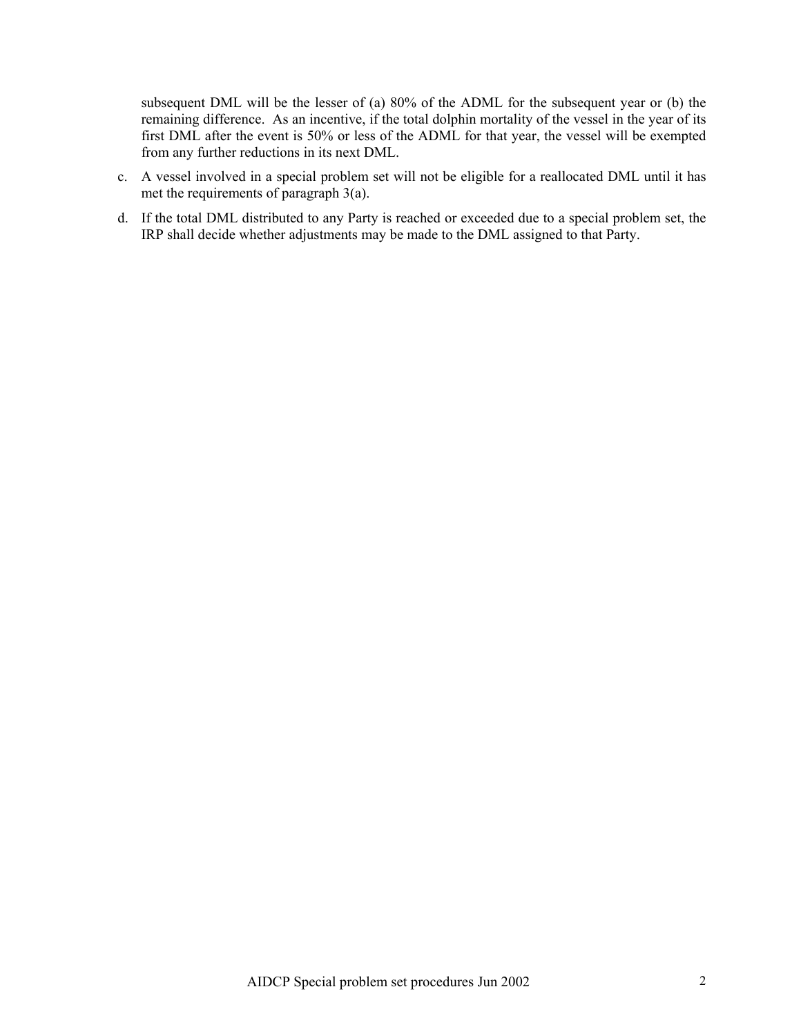subsequent DML will be the lesser of (a) 80% of the ADML for the subsequent year or (b) the remaining difference. As an incentive, if the total dolphin mortality of the vessel in the year of its first DML after the event is 50% or less of the ADML for that year, the vessel will be exempted from any further reductions in its next DML.

c. A vessel involved in a special problem set will not be eligible for a reallocated DML until it has met the requirements of paragraph 3(a).

d. If the total DML distributed to any Party is reached or exceeded due to a special problem set, the IRP shall decide whether adjustments may be made to the DML assigned to that Party.